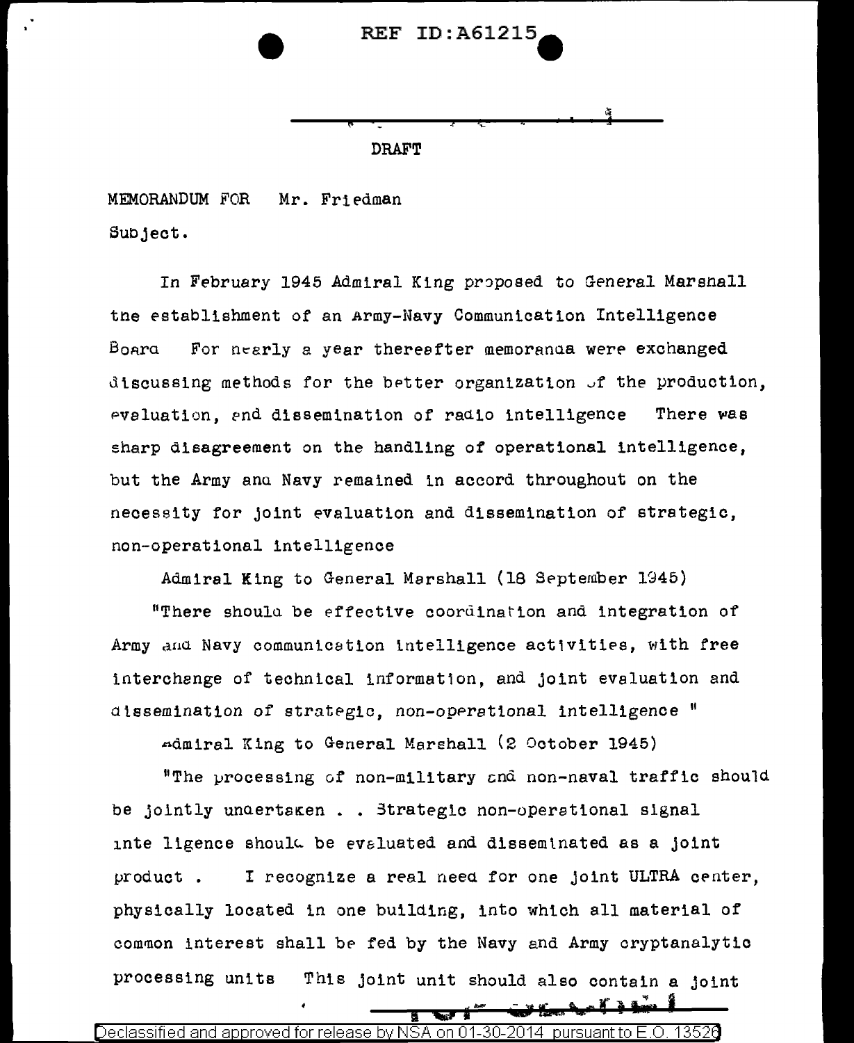DRAFT

MEMORANDUM FOR Mr. Friedman

Subject.

In February 1945 Admiral King proposed to General Marshall the establishment of an Army-Navy Communication Intelligence Board For nearly a year thereafter memoranda were exchanged discussing methods for the better organization of the production, evaluation, and dissemination of radio intelligence There was sharp disagreement on the handling of operational intelligence, but the Army and Navy remained in accord throughout on the necessity for joint evaluation and dissemination of strategic, non-operational intelligence

Admiral King to General Marshall (18 September 1945)

"There should be effective coordination and integration of Army and Navy communication intelligence activities, with free interchange of technical information, and joint evaluation and dissemination of strategic, non-operational intelligence "

Admiral King to General Marshall (2 October 1945)

"The processing of non-military and non-naval traffic should be jointly undertaken . . Strategic non-operational signal intelligence should be evaluated and disseminated as a joint product . I recognize a real need for one joint ULTRA center, physically located in one building, into which all material of common interest shall be fed by the Navy and Army cryptanalytic processing units This joint unit should also contain a joint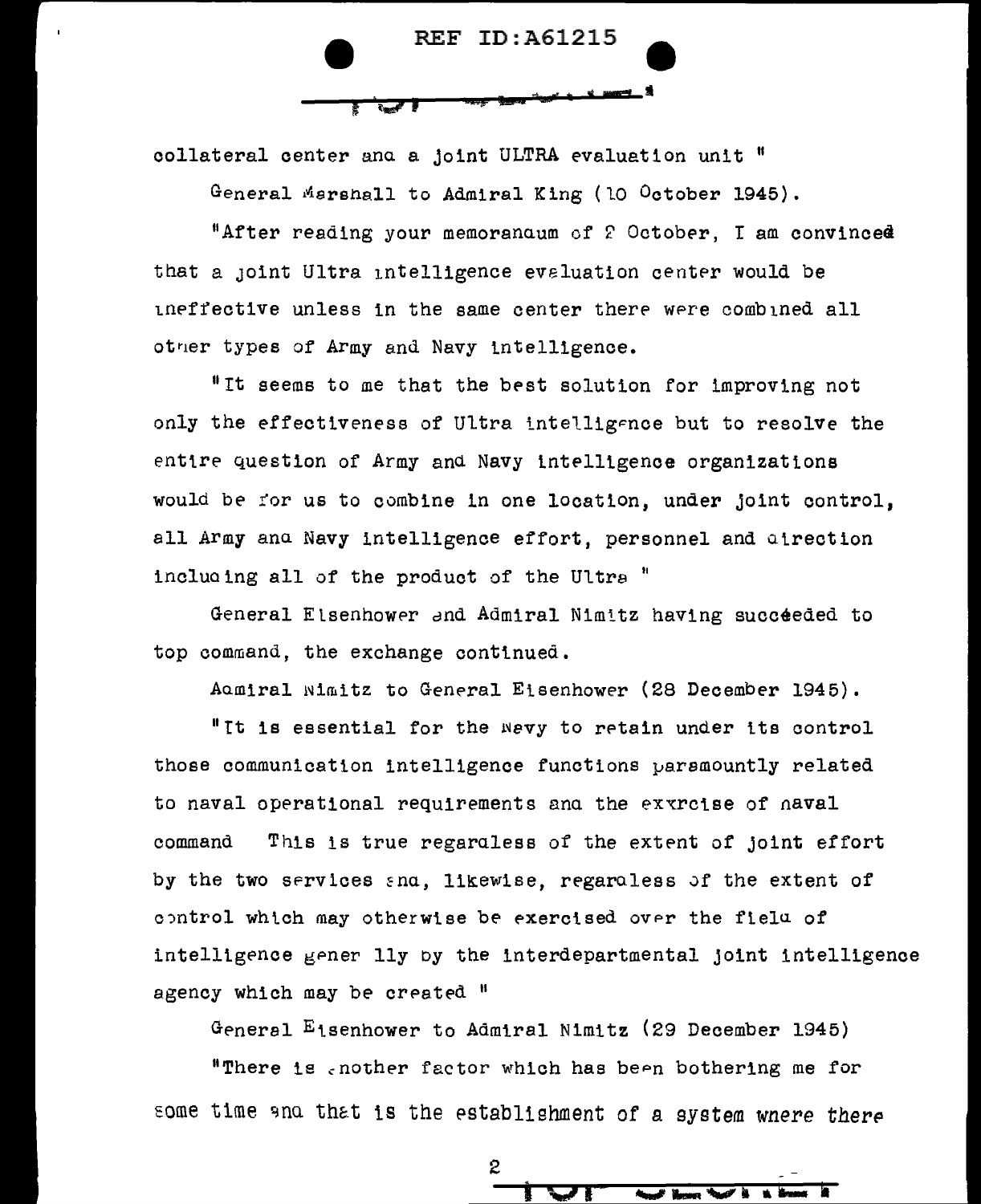collateral center and a joint ULTRA evaluation unit "

General Marshall to Admiral King (10 October 1945).

"After reading your memorandum of 2 October, I am convinced that a joint Ultra intelligence evaluation center would be ineffective unless in the same center there were combined all other types of Army and Navy intelligence.

"It seems to me that the best solution for improving not only the effectiveness of Ultra intelligence but to resolve the entire question of Army and Navy intelligence organizations would be for us to combine in one location, under joint control, all Army and Navy intelligence effort, personnel and direction including all of the product of the Ultra "

General Eisenhower and Admiral Nimitz having succeeded to top command, the exchange continued.

Admiral Nimitz to General Eisenhower (28 December 1945).

"It is essential for the Navy to retain under its control those communication intelligence functions paramountly related to naval operational requirements and the exercise of naval command This is true regardless of the extent of joint effort by the two services and, likewise, regardless of the extent of control which may otherwise be exercised over the field of intelligence generally by the interdepartmental joint intelligence agency which may be created "

General Eisenhower to Admiral Nimitz (29 December 1945)

"There is another factor which has been bothering me for some time and that is the establishment of a system where there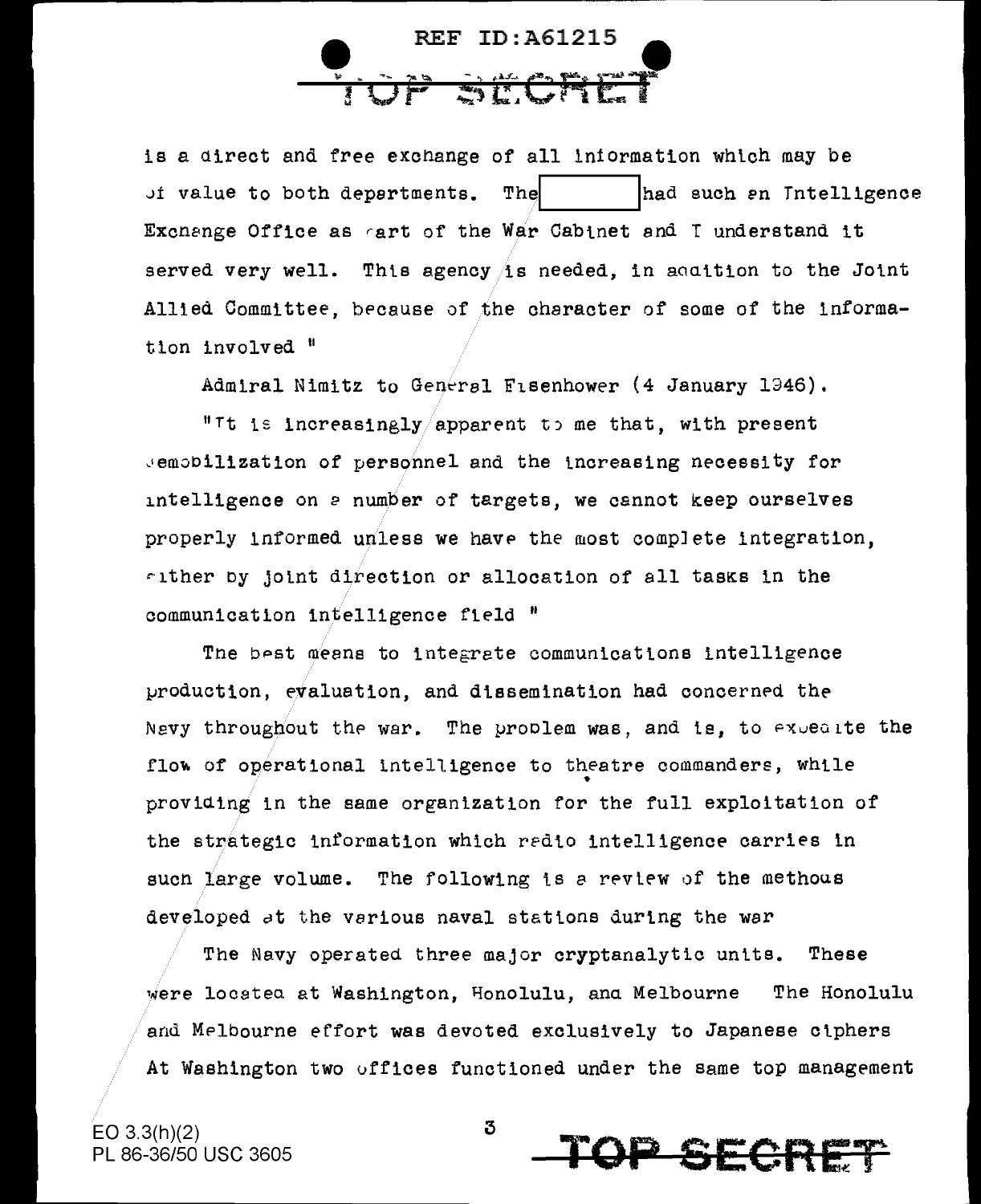is a direct and free exchange of all information which may be of value to both departments. The [ ] had such an Intelligence Exchange Office as part of the War Cabinet and I understand it served very well. This agency is needed, in addition to the Joint Allied Committee, because of the character of some of the information involved "

Admiral Nimitz to General Eisenhower (4 January 1946).

"It is increasingly apparent to me that, with present demobilization of personnel and the increasing necessity for intelligence on a number of targets, we cannot keep ourselves properly informed unless we have the most complete integration, either by joint direction or allocation of all tasks in the communication intelligence field "

The best means to integrate communications intelligence production, evaluation, and dissemination had concerned the Navy throughout the war. The problem was, and is, to expedite the flow of operational intelligence to theatre commanders, while providing in the same organization for the full exploitation of the strategic information which radio intelligence carries in such large volume. The following is a review of the methods developed at the various naval stations during the war

The Navy operated three major cryptanalytic units. These were located at Washington, Honolulu, and Melbourne The Honolulu and Melbourne effort was devoted exclusively to Japanese ciphers At Washington two offices functioned under the same top management

EO 3.3(h)(2)
PL 86-36/50 USC 3605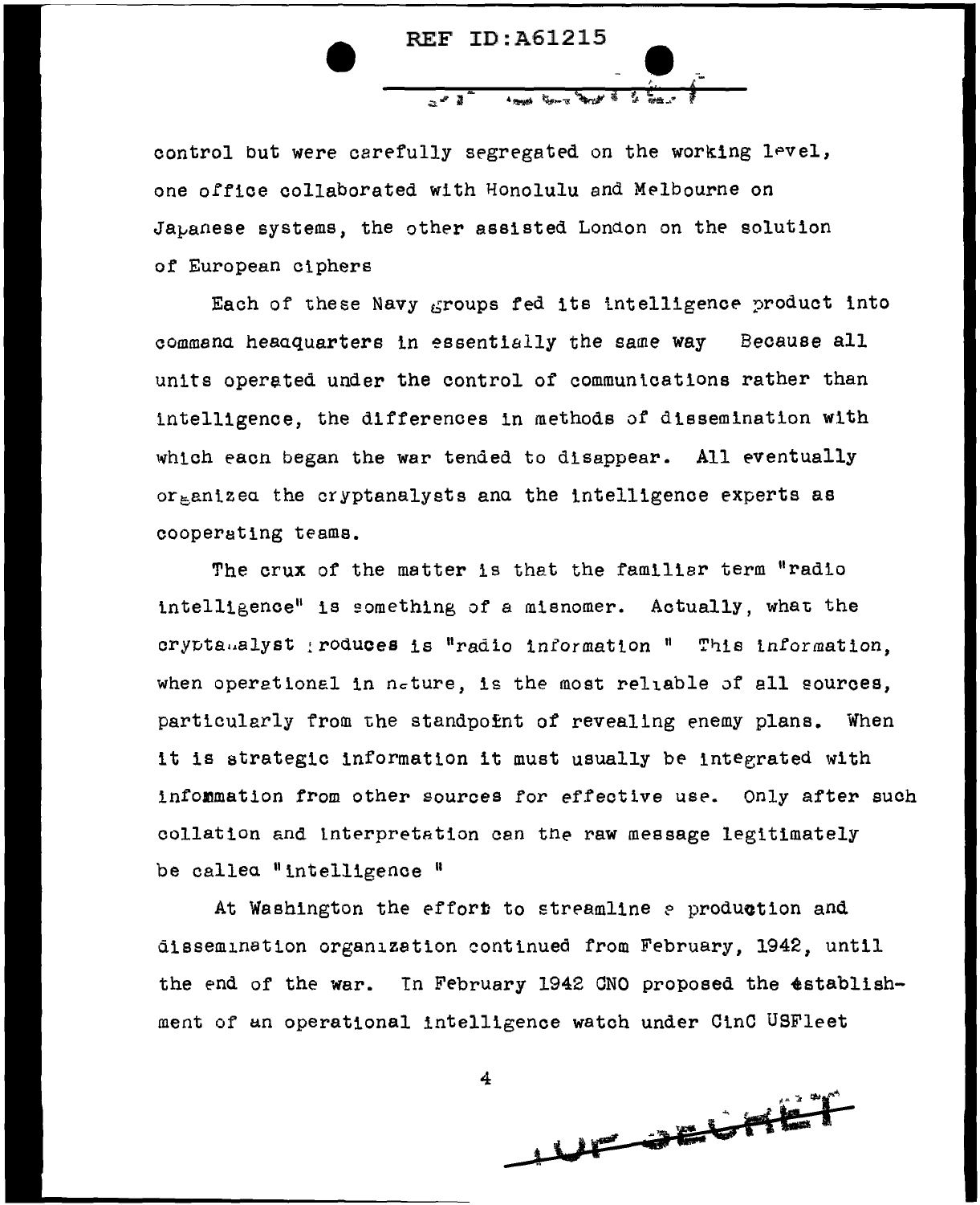control but were carefully segregated on the working level, one office collaborated with Honolulu and Melbourne on Japanese systems, the other assisted London on the solution of European ciphers

Each of these Navy groups fed its intelligence product into command headquarters in essentially the same way Because all units operated under the control of communications rather than intelligence, the differences in methods of dissemination with which each began the war tended to disappear. All eventually organized the cryptanalysts and the intelligence experts as cooperating teams.

The crux of the matter is that the familiar term "radio intelligence" is something of a misnomer. Actually, what the cryptanalyst produces is "radio information " This information, when operational in nature, is the most reliable of all sources, particularly from the standpoint of revealing enemy plans. When it is strategic information it must usually be integrated with information from other sources for effective use. Only after such collation and interpretation can the raw message legitimately be called "intelligence "

At Washington the effort to streamline a production and dissemination organization continued from February, 1942, until the end of the war. In February 1942 CNO proposed the establishment of an operational intelligence watch under CinC USFleet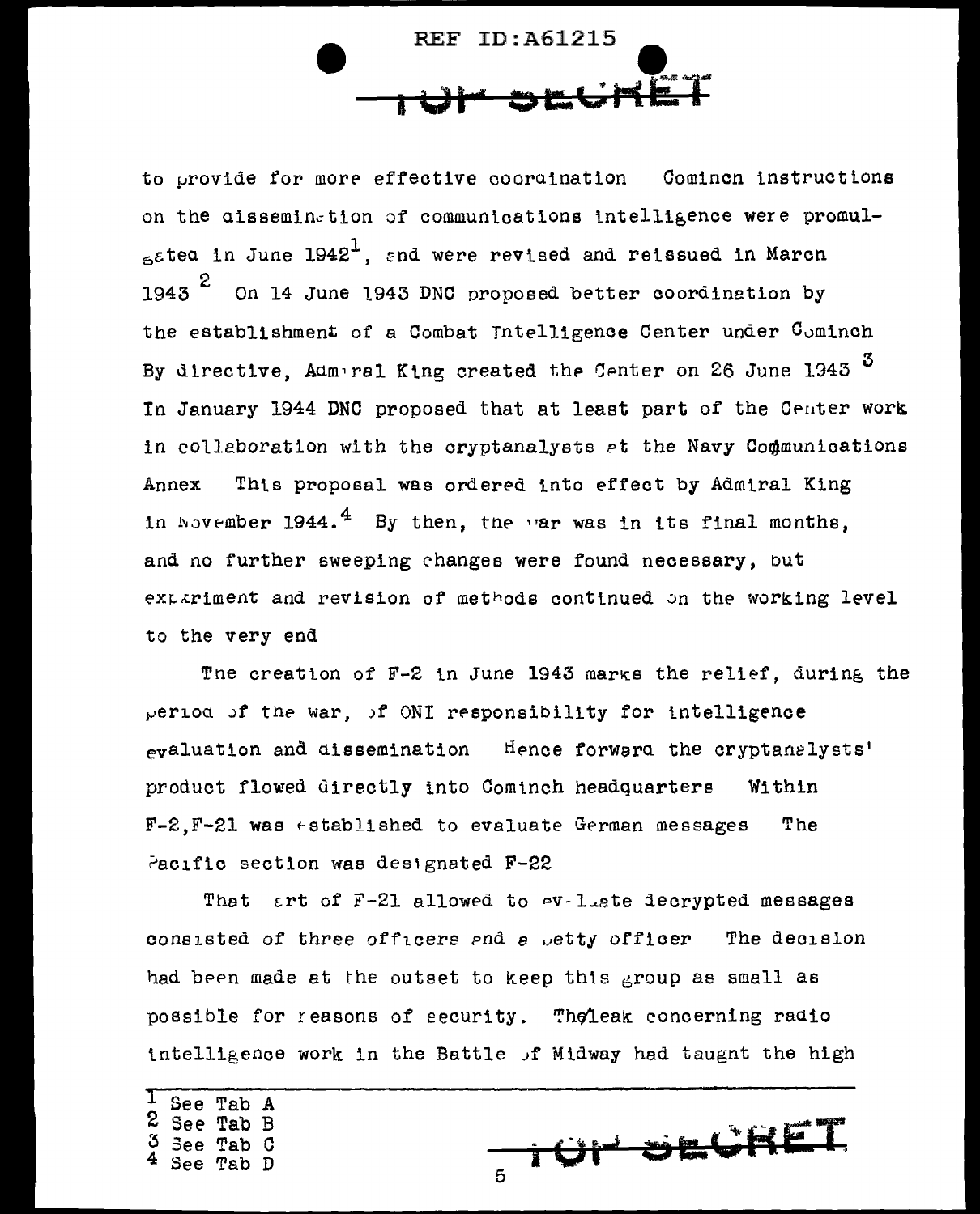to provide for more effective coordination Cominch instructions on the dissemination of communications intelligence were promulgated in June 1942[1], and were revised and reissued in March 1943[2]. On 14 June 1943 DNC proposed better coordination by the establishment of a Combat Intelligence Center under Cominch. By directive, Admiral King created the Center on 26 June 1943.[3] In January 1944 DNC proposed that at least part of the Center work in collaboration with the cryptanalysts at the Navy Communications Annex. This proposal was ordered into effect by Admiral King in November 1944.[4] By then, the war was in its final months, and no further sweeping changes were found necessary, but experiment and revision of methods continued on the working level to the very end.

The creation of F-2 in June 1943 marks the relief, during the period of the war, of ONI responsibility for intelligence evaluation and dissemination. Hence forward the cryptanalysts' product flowed directly into Cominch headquarters. Within F-2, F-21 was established to evaluate German messages. The Pacific section was designated F-22.

That part of F-21 allowed to evaluate decrypted messages consisted of three officers and a petty officer. The decision had been made at the outset to keep this group as small as possible for reasons of security. The leak concerning radio intelligence work in the Battle of Midway had taught the high

---

[1] See Tab A
[2] See Tab B
[3] See Tab C
[4] See Tab D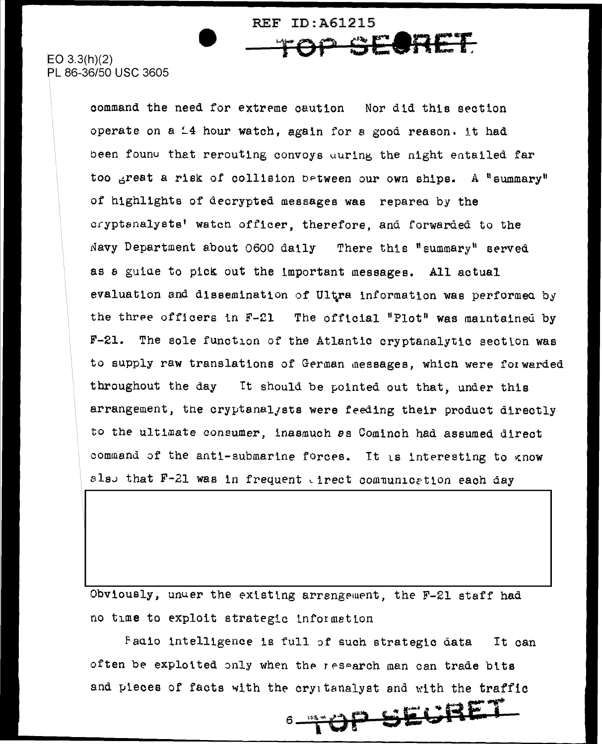command the need for extreme caution Nor did this section operate on a 24 hour watch, again for a good reason. It had been found that rerouting convoys during the night entailed far too great a risk of collision between our own ships. A "summary" of highlights of decrypted messages was prepared by the cryptanalysts' watch officer, therefore, and forwarded to the Navy Department about 0600 daily There this "summary" served as a guide to pick out the important messages. All actual evaluation and dissemination of Ultra information was performed by the three officers in F-21 The official "Plot" was maintained by F-21. The sole function of the Atlantic cryptanalytic section was to supply raw translations of German messages, which were forwarded throughout the day It should be pointed out that, under this arrangement, the cryptanalysts were feeding their product directly to the ultimate consumer, inasmuch as Cominch had assumed direct command of the anti-submarine forces. It is interesting to know also that F-21 was in frequent direct communication each day

Obviously, under the existing arrangement, the F-21 staff had no time to exploit strategic information

Radio intelligence is full of such strategic data It can often be exploited only when the research man can trade bits and pieces of facts with the cryptanalyst and with the traffic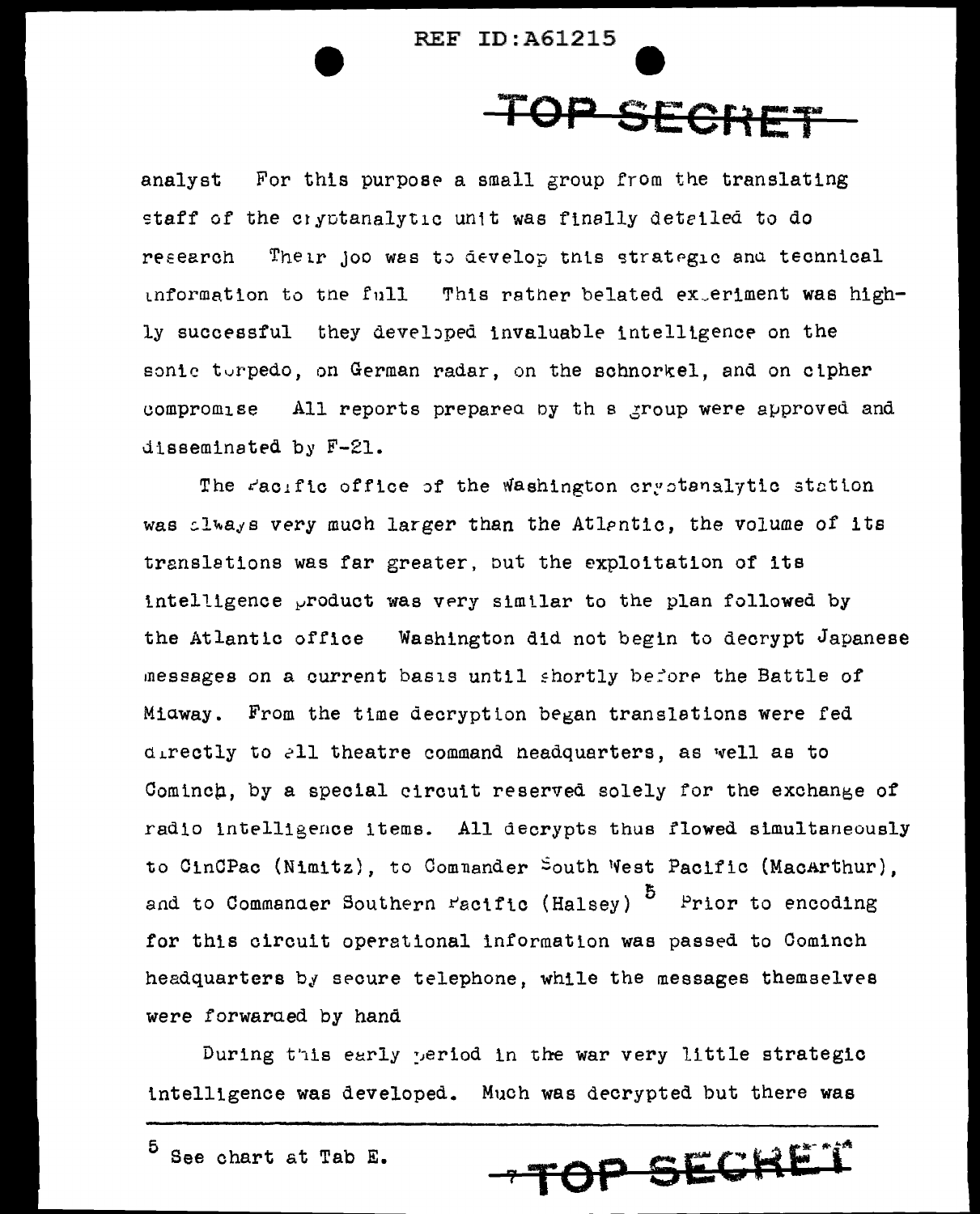analyst For this purpose a small group from the translating staff of the cryptanalytic unit was finally detailed to do research Their job was to develop this strategic and technical information to the full This rather belated experiment was highly successful they developed invaluable intelligence on the sonic torpedo, on German radar, on the schnorkel, and on cipher compromise All reports prepared by this group were approved and disseminated by F-21.

The Pacific office of the Washington cryptanalytic station was always very much larger than the Atlantic, the volume of its translations was far greater, but the exploitation of its intelligence product was very similar to the plan followed by the Atlantic office Washington did not begin to decrypt Japanese messages on a current basis until shortly before the Battle of Midway. From the time decryption began translations were fed directly to all theatre command headquarters, as well as to Cominch, by a special circuit reserved solely for the exchange of radio intelligence items. All decrypts thus flowed simultaneously to CinCPac (Nimitz), to Commander South West Pacific (MacArthur), and to Commander Southern Pacific (Halsey) [5] Prior to encoding for this circuit operational information was passed to Cominch headquarters by secure telephone, while the messages themselves were forwarded by hand

During this early period in the war very little strategic intelligence was developed. Much was decrypted but there was

---

[5] See chart at Tab E.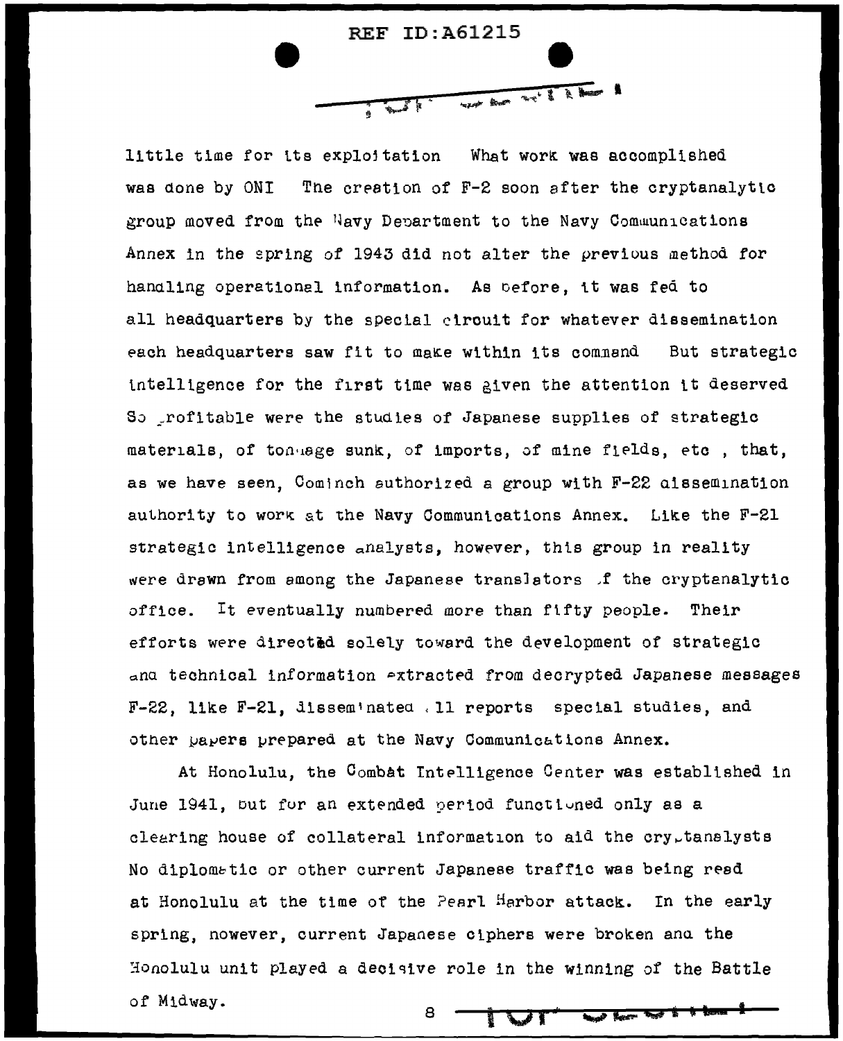little time for its exploitation What work was accomplished was done by ONI The creation of F-2 soon after the cryptanalytic group moved from the Navy Department to the Navy Communications Annex in the spring of 1943 did not alter the previous method for handling operational information. As before, it was fed to all headquarters by the special circuit for whatever dissemination each headquarters saw fit to make within its command But strategic intelligence for the first time was given the attention it deserved So profitable were the studies of Japanese supplies of strategic materials, of tonnage sunk, of imports, of mine fields, etc , that, as we have seen, Cominch authorized a group with F-22 dissemination authority to work at the Navy Communications Annex. Like the F-21 strategic intelligence analysts, however, this group in reality were drawn from among the Japanese translators of the cryptanalytic office. It eventually numbered more than fifty people. Their efforts were directed solely toward the development of strategic and technical information extracted from decrypted Japanese messages F-22, like F-21, disseminated all reports special studies, and other papers prepared at the Navy Communications Annex.

At Honolulu, the Combat Intelligence Center was established in June 1941, but for an extended period functioned only as a clearing house of collateral information to aid the cryptanalysts No diplomatic or other current Japanese traffic was being read at Honolulu at the time of the Pearl Harbor attack. In the early spring, however, current Japanese ciphers were broken and the Honolulu unit played a decisive role in the winning of the Battle of Midway.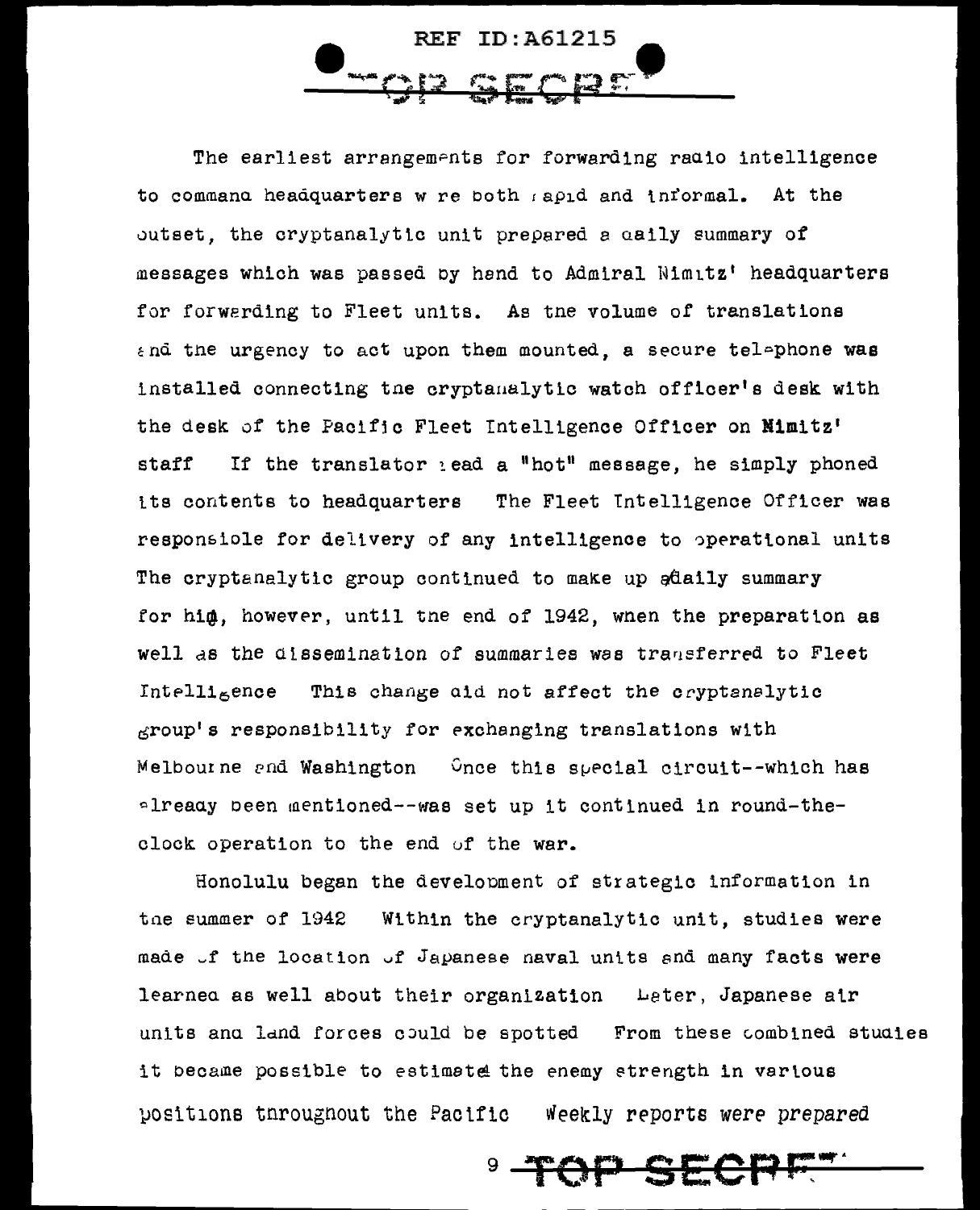The earliest arrangements for forwarding radio intelligence to command headquarters were both rapid and informal. At the outset, the cryptanalytic unit prepared a daily summary of messages which was passed by hand to Admiral Nimitz' headquarters for forwarding to Fleet units. As the volume of translations and the urgency to act upon them mounted, a secure telephone was installed connecting the cryptanalytic watch officer's desk with the desk of the Pacific Fleet Intelligence Officer on Nimitz' staff. If the translator read a "hot" message, he simply phoned its contents to headquarters. The Fleet Intelligence Officer was responsible for delivery of any intelligence to operational units. The cryptanalytic group continued to make up a daily summary for him, however, until the end of 1942, when the preparation as well as the dissemination of summaries was transferred to Fleet Intelligence. This change did not affect the cryptanalytic group's responsibility for exchanging translations with Melbourne and Washington. Once this special circuit--which has already been mentioned--was set up it continued in round-the-clock operation to the end of the war.

Honolulu began the development of strategic information in the summer of 1942. Within the cryptanalytic unit, studies were made of the location of Japanese naval units and many facts were learned as well about their organization. Later, Japanese air units and land forces could be spotted. From these combined studies it became possible to estimate the enemy strength in various positions throughout the Pacific. Weekly reports were prepared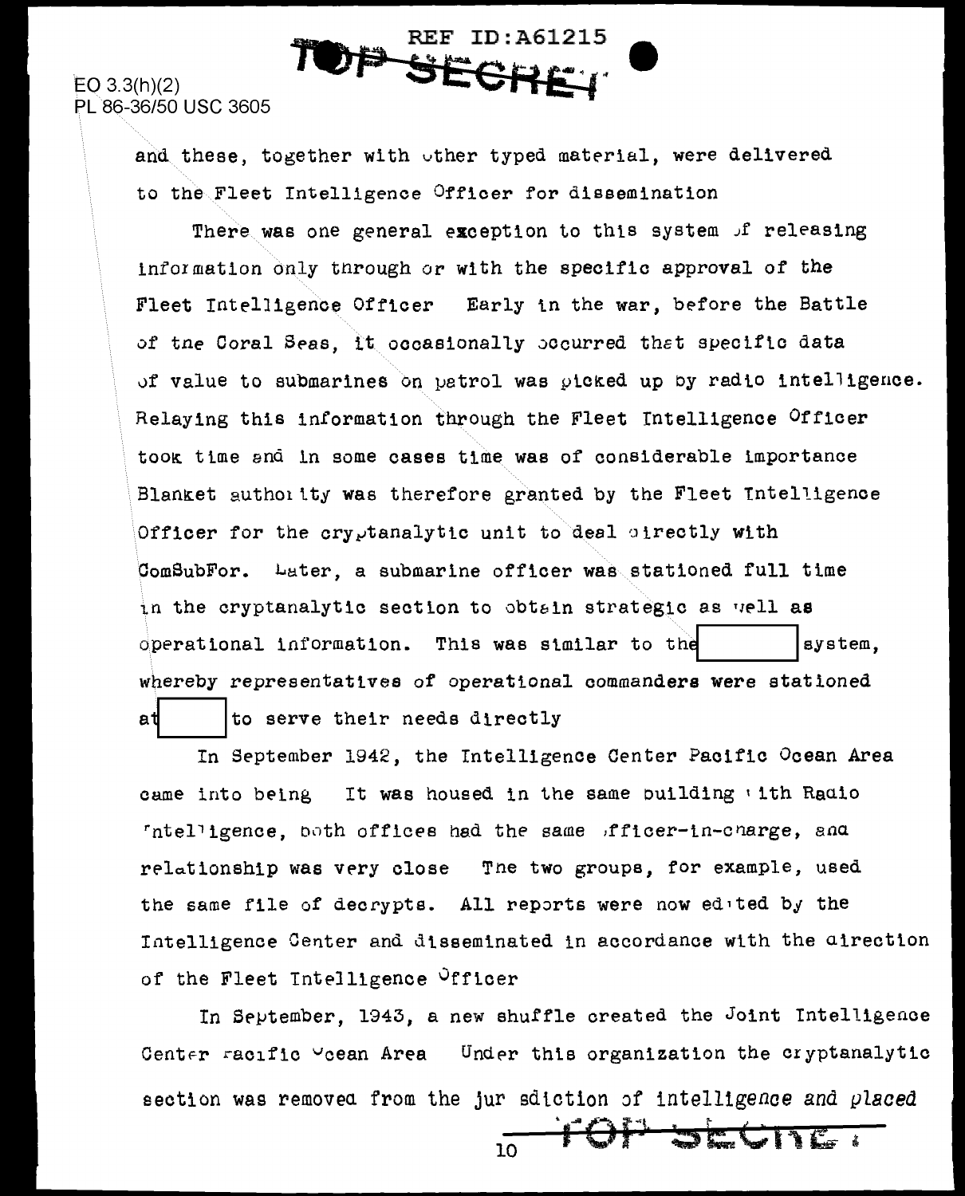EO 3.3(h)(2)
PL 86-36/50 USC 3605

and these, together with other typed material, were delivered to the Fleet Intelligence Officer for dissemination

There was one general exception to this system of releasing information only through or with the specific approval of the Fleet Intelligence Officer Early in the war, before the Battle of the Coral Seas, it occasionally occurred that specific data of value to submarines on patrol was picked up by radio intelligence. Relaying this information through the Fleet Intelligence Officer took time and in some cases time was of considerable importance Blanket authority was therefore granted by the Fleet Intelligence Officer for the cryptanalytic unit to deal directly with ComSubFor. Later, a submarine officer was stationed full time in the cryptanalytic section to obtain strategic as well as operational information. This was similar to the [ ] system, whereby representatives of operational commanders were stationed at [ ] to serve their needs directly

In September 1942, the Intelligence Center Pacific Ocean Area came into being It was housed in the same building with Radio Intelligence, both offices had the same officer-in-charge, and relationship was very close The two groups, for example, used the same file of decrypts. All reports were now edited by the Intelligence Center and disseminated in accordance with the direction of the Fleet Intelligence Officer

In September, 1943, a new shuffle created the Joint Intelligence Center Pacific Ocean Area Under this organization the cryptanalytic section was removed from the jurisdiction of intelligence and placed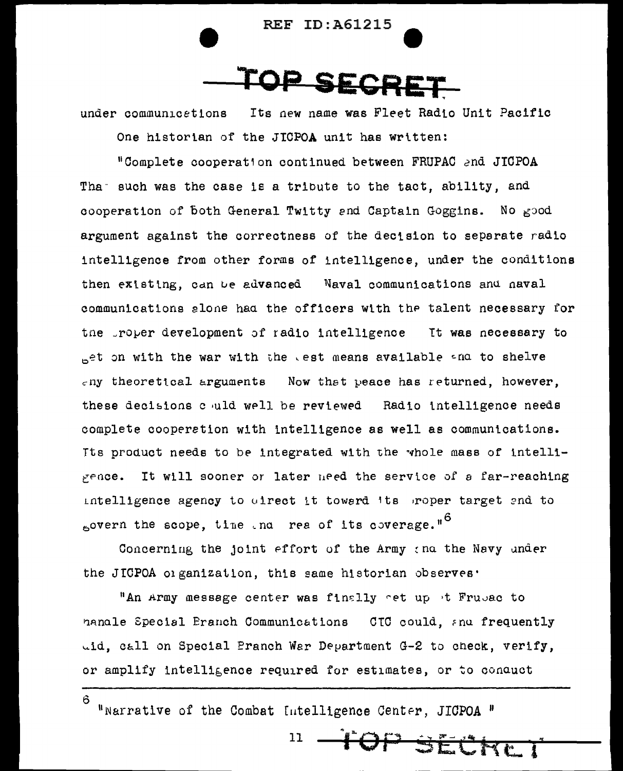under communications Its new name was Fleet Radio Unit Pacific

One historian of the JICPOA unit has written:

"Complete cooperation continued between FRUPAC and JICPOA That such was the case is a tribute to the tact, ability, and cooperation of both General Twitty and Captain Goggins. No good argument against the correctness of the decision to separate radio intelligence from other forms of intelligence, under the conditions then existing, can be advanced Naval communications and naval communications alone had the officers with the talent necessary for the proper development of radio intelligence It was necessary to get on with the war with the best means available and to shelve any theoretical arguments Now that peace has returned, however, these decisions could well be reviewed Radio intelligence needs complete cooperation with intelligence as well as communications. Its product needs to be integrated with the whole mass of intelligence. It will sooner or later need the service of a far-reaching intelligence agency to direct it toward its proper target and to govern the scope, time and area of its coverage."[6]

Concerning the joint effort of the Army and the Navy under the JICPOA organization, this same historian observes:

"An Army message center was finally set up at Frupac to handle Special Branch Communications CIC could, and frequently did, call on Special Branch War Department G-2 to check, verify, or amplify intelligence required for estimates, or to conduct

---

[6] "Narrative of the Combat Intelligence Center, JICPOA"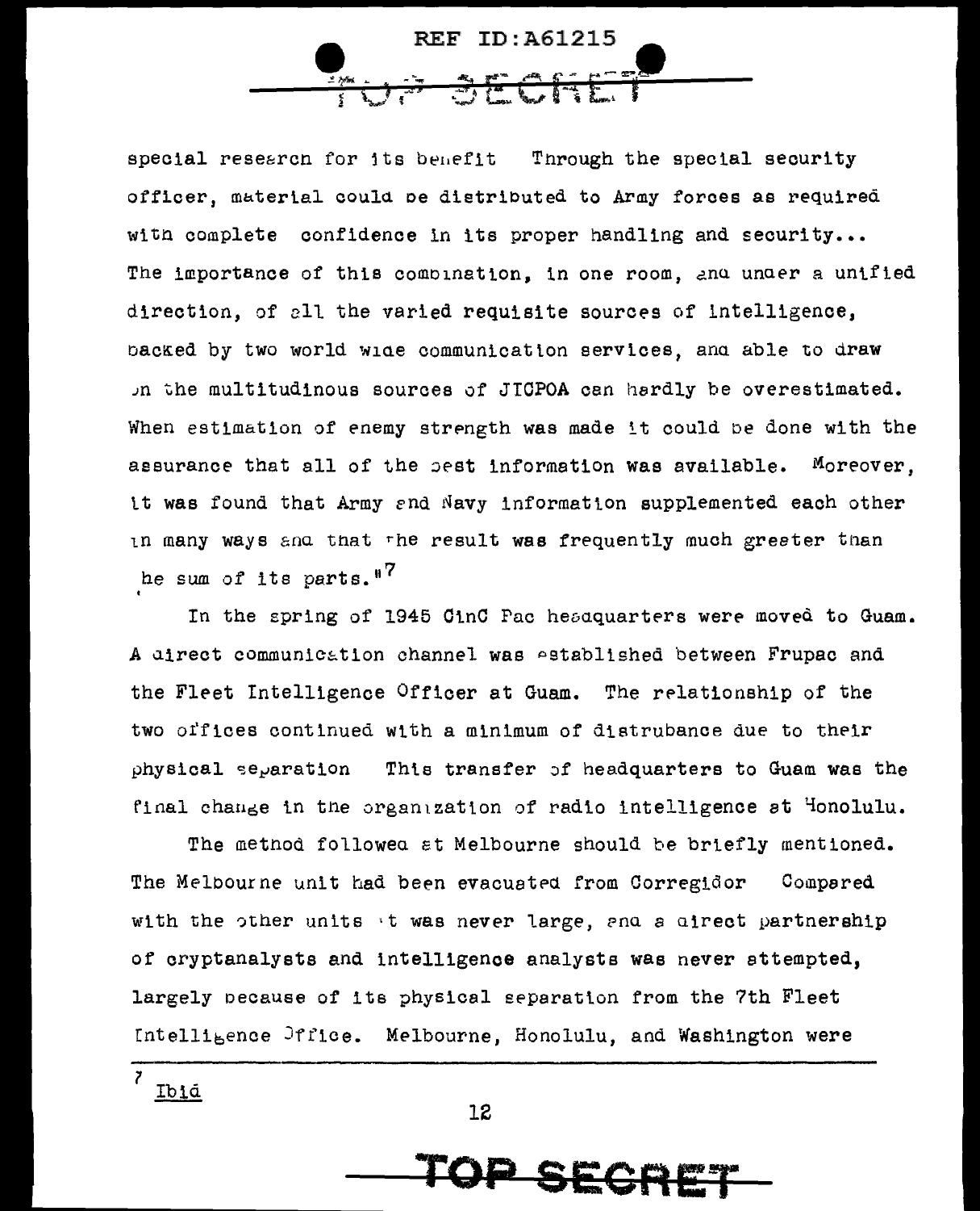special research for its benefit Through the special security officer, material could be distributed to Army forces as required with complete confidence in its proper handling and security... The importance of this combination, in one room, and under a unified direction, of all the varied requisite sources of intelligence, backed by two world wide communication services, and able to draw on the multitudinous sources of JICPOA can hardly be overestimated. When estimation of enemy strength was made it could be done with the assurance that all of the best information was available. Moreover, it was found that Army and Navy information supplemented each other in many ways and that the result was frequently much greater than the sum of its parts."[7]

In the spring of 1945 CinC Pac headquarters were moved to Guam. A direct communication channel was established between Frupac and the Fleet Intelligence Officer at Guam. The relationship of the two offices continued with a minimum of distrubance due to their physical separation This transfer of headquarters to Guam was the final change in the organization of radio intelligence at Honolulu.

The method followed at Melbourne should be briefly mentioned. The Melbourne unit had been evacuated from Corregidor Compared with the other units it was never large, and a direct partnership of cryptanalysts and intelligence analysts was never attempted, largely because of its physical separation from the 7th Fleet Intelligence Office. Melbourne, Honolulu, and Washington were

---

[7] Ibid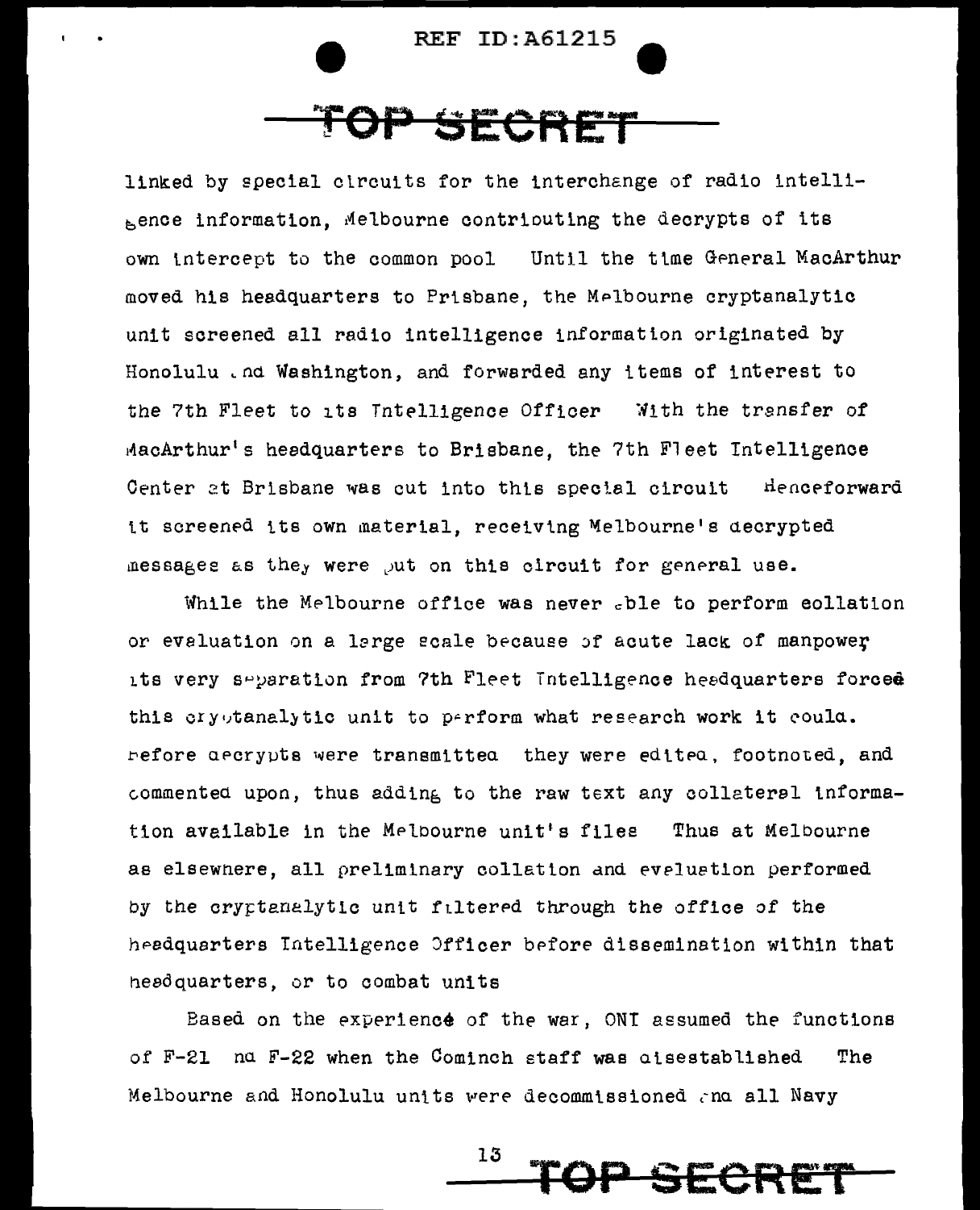linked by special circuits for the interchange of radio intelligence information, Melbourne contributing the decrypts of its own intercept to the common pool. Until the time General MacArthur moved his headquarters to Brisbane, the Melbourne cryptanalytic unit screened all radio intelligence information originated by Honolulu and Washington, and forwarded any items of interest to the 7th Fleet to its Intelligence Officer. With the transfer of MacArthur's headquarters to Brisbane, the 7th Fleet Intelligence Center at Brisbane was cut into this special circuit. Henceforward it screened its own material, receiving Melbourne's decrypted messages as they were put on this circuit for general use.

While the Melbourne office was never able to perform collation or evaluation on a large scale because of acute lack of manpower, its very separation from 7th Fleet Intelligence headquarters forced this cryptanalytic unit to perform what research work it could. Before decrypts were transmitted they were edited, footnoted, and commented upon, thus adding to the raw text any collateral information available in the Melbourne unit's files. Thus at Melbourne as elsewhere, all preliminary collation and evaluation performed by the cryptanalytic unit filtered through the office of the headquarters Intelligence Officer before dissemination within that headquarters, or to combat units.

Based on the experience of the war, ONI assumed the functions of F-21 and F-22 when the Cominch staff was disestablished. The Melbourne and Honolulu units were decommissioned and all Navy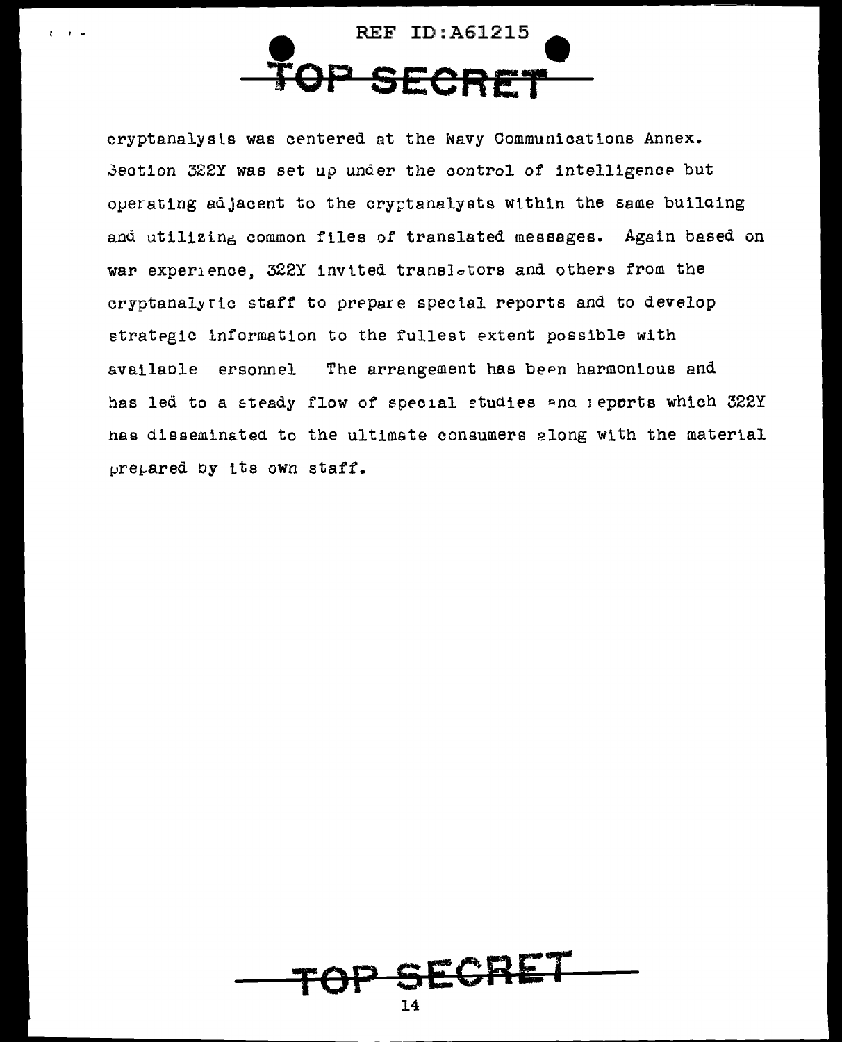cryptanalysis was centered at the Navy Communications Annex. Section 322Y was set up under the control of intelligence but operating adjacent to the cryptanalysts within the same building and utilizing common files of translated messages. Again based on war experience, 322Y invited translators and others from the cryptanalytic staff to prepare special reports and to develop strategic information to the fullest extent possible with available personnel. The arrangement has been harmonious and has led to a steady flow of special studies and reports which 322Y has disseminated to the ultimate consumers along with the material prepared by its own staff.